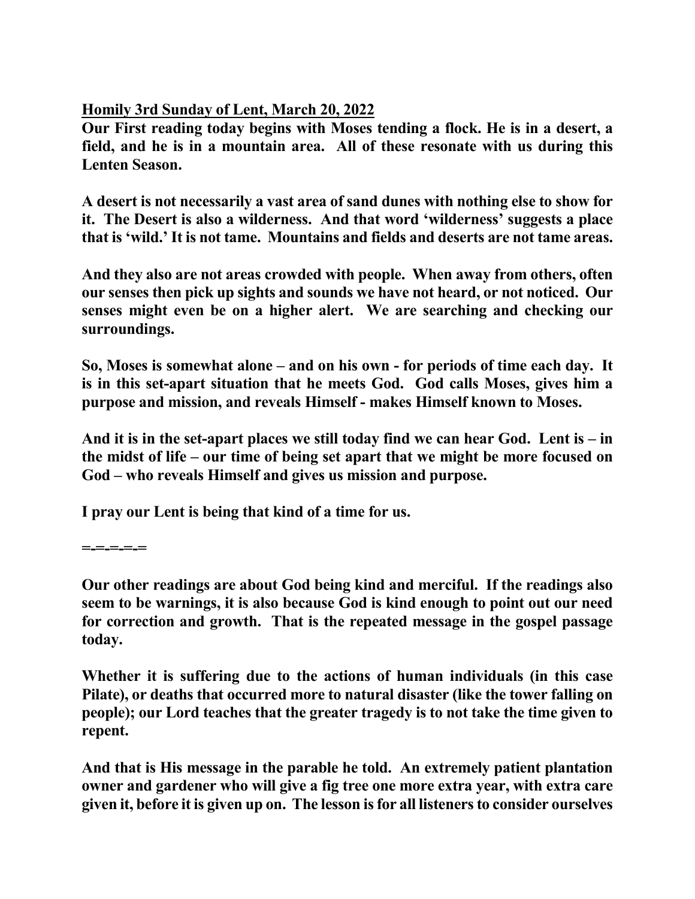**<u>Homily 3rd Sunday of Lent, March 20, 2022</u>**

**Our First reading today begins with Moses tending a flock. He is in a desert, a field, and he is in a mountain area. All of these resonate with us during this Lenten Season.**

**A desert is not necessarily a vast area of sand dunes with nothing else to show for it. The Desert is also a wilderness. And that word 'wilderness' suggests a place that is 'wild.' It is not tame. Mountains and fields and deserts are not tame areas.**

**And they also are not areas crowded with people. When away from others, often our senses then pick up sights and sounds we have not heard, or not noticed. Our senses might even be on a higher alert. We are searching and checking our surroundings.**

**So, Moses is somewhat alone – and on his own - for periods of time each day. It is in this set-apart situation that he meets God. God calls Moses, gives him a purpose and mission, and reveals Himself - makes Himself known to Moses.**

**And it is in the set-apart places we still today find we can hear God. Lent is – in the midst of life – our time of being set apart that we might be more focused on God – who reveals Himself and gives us mission and purpose.**

**I pray our Lent is being that kind of a time for us.**

**=-=-=-=-=**

**Our other readings are about God being kind and merciful. If the readings also seem to be warnings, it is also because God is kind enough to point out our need for correction and growth. That is the repeated message in the gospel passage today.**

**Whether it is suffering due to the actions of human individuals (in this case Pilate), or deaths that occurred more to natural disaster (like the tower falling on people); our Lord teaches that the greater tragedy is to not take the time given to repent.**

**And that is His message in the parable he told. An extremely patient plantation owner and gardener who will give a fig tree one more extra year, with extra care given it, before it is given up on. The lesson is for all listeners to consider ourselves**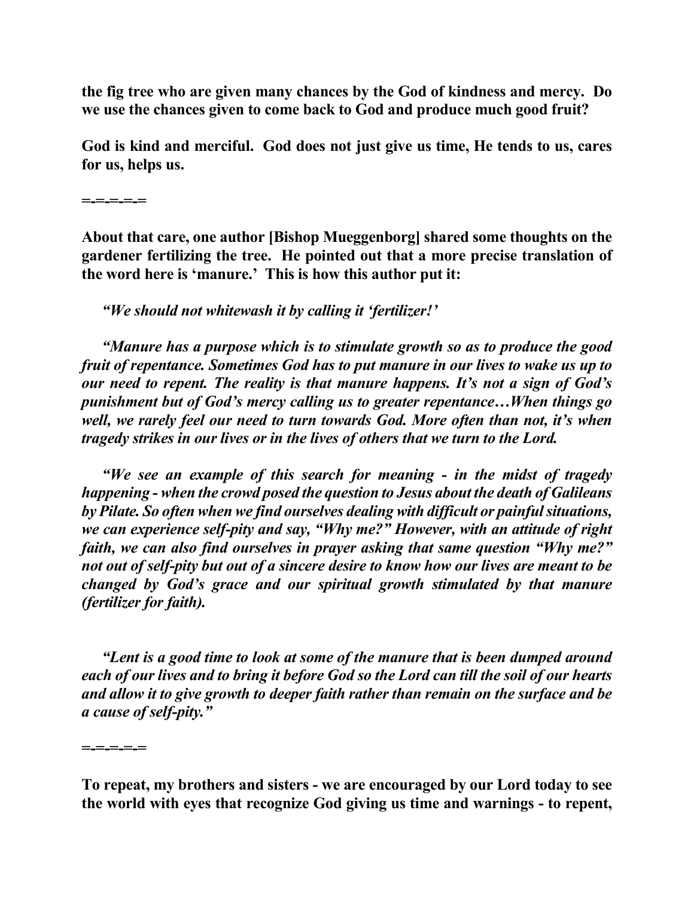**the fig tree who are given many chances by the God of kindness and mercy. Do we use the chances given to come back to God and produce much good fruit?**

**God is kind and merciful. God does not just give us time, He tends to us, cares for us, helps us.**

**=-=-=-=-=**

**About that care, one author [Bishop Mueggenborg] shared some thoughts on the gardener fertilizing the tree. He pointed out that a more precise translation of the word here is 'manure.' This is how this author put it:**

***"We should not whitewash it by calling it 'fertilizer!'***

***"Manure has a purpose which is to stimulate growth so as to produce the good fruit of repentance. Sometimes God has to put manure in our lives to wake us up to our need to repent. The reality is that manure happens. It's not a sign of God's punishment but of God's mercy calling us to greater repentance…When things go well, we rarely feel our need to turn towards God. More often than not, it's when tragedy strikes in our lives or in the lives of others that we turn to the Lord.***

***"We see an example of this search for meaning - in the midst of tragedy happening - when the crowd posed the question to Jesus about the death of Galileans by Pilate. So often when we find ourselves dealing with difficult or painful situations, we can experience self-pity and say, "Why me?" However, with an attitude of right faith, we can also find ourselves in prayer asking that same question "Why me?" not out of self-pity but out of a sincere desire to know how our lives are meant to be changed by God's grace and our spiritual growth stimulated by that manure (fertilizer for faith).***

***"Lent is a good time to look at some of the manure that is been dumped around each of our lives and to bring it before God so the Lord can till the soil of our hearts and allow it to give growth to deeper faith rather than remain on the surface and be a cause of self-pity."***

**=-=-=-=-=**

**To repeat, my brothers and sisters - we are encouraged by our Lord today to see the world with eyes that recognize God giving us time and warnings - to repent,**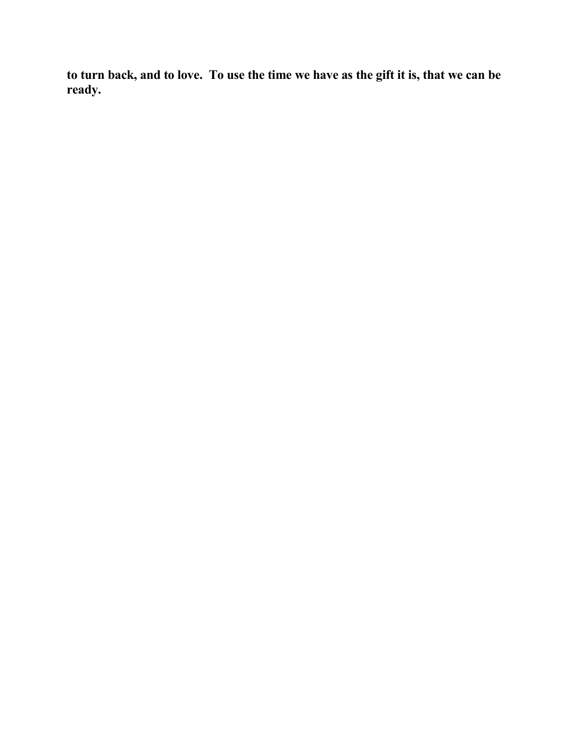**to turn back, and to love. To use the time we have as the gift it is, that we can be ready.**